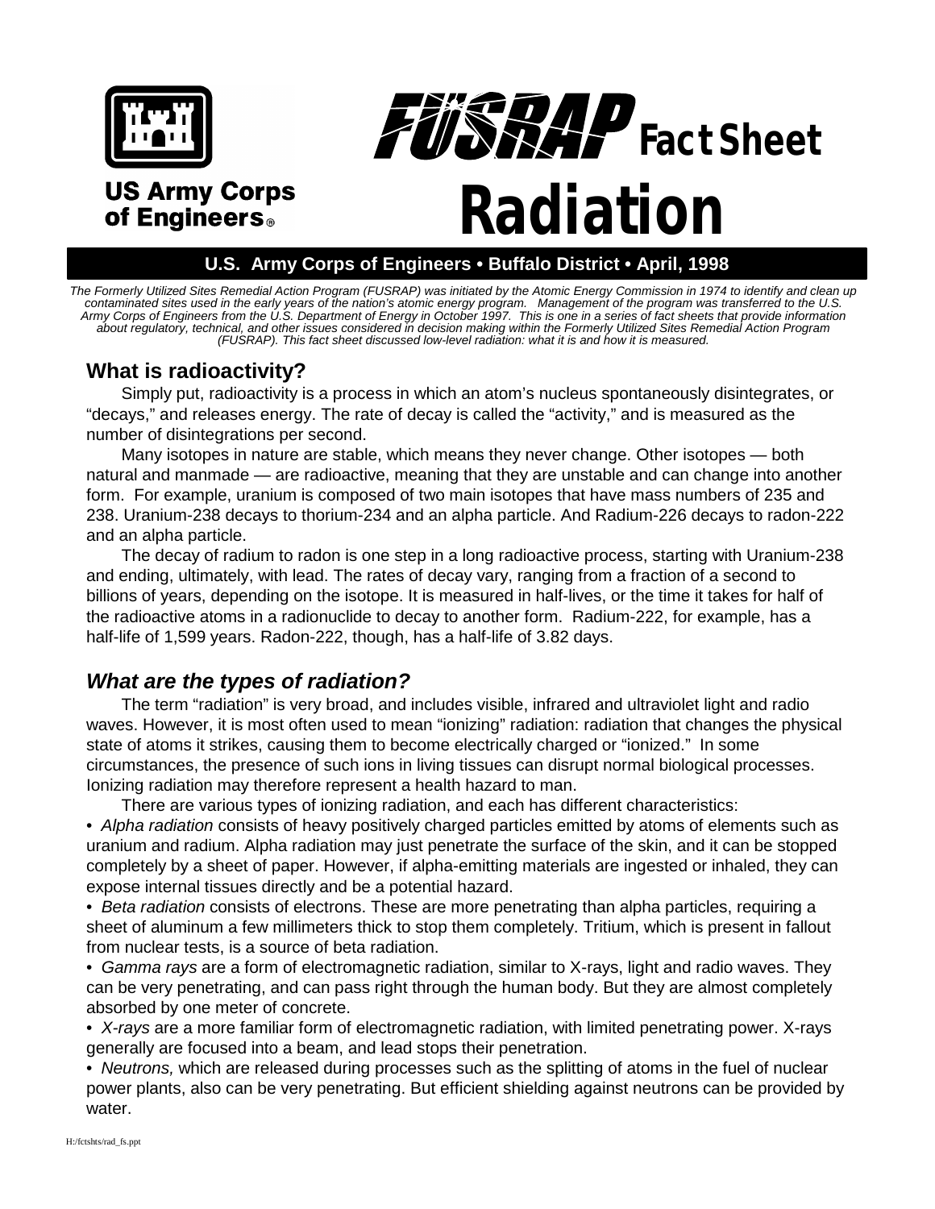US Army Corps of Engineers®

# FUSRAP Fact Sheet

# Radiation

**U.S. Army Corps of Engineers • Buffalo District • April, 1998**

*The Formerly Utilized Sites Remedial Action Program (FUSRAP) was initiated by the Atomic Energy Commission in 1974 to identify and clean up contaminated sites used in the early years of the nation's atomic energy program. Management of the program was transferred to the U.S. Army Corps of Engineers from the U.S. Department of Energy in October 1997. This is one in a series of fact sheets that provide information about regulatory, technical, and other issues considered in decision making within the Formerly Utilized Sites Remedial Action Program (FUSRAP). This fact sheet discussed low-level radiation: what it is and how it is measured.*

## What is radioactivity?

Simply put, radioactivity is a process in which an atom's nucleus spontaneously disintegrates, or "decays," and releases energy. The rate of decay is called the "activity," and is measured as the number of disintegrations per second.

Many isotopes in nature are stable, which means they never change. Other isotopes — both natural and manmade — are radioactive, meaning that they are unstable and can change into another form. For example, uranium is composed of two main isotopes that have mass numbers of 235 and 238. Uranium-238 decays to thorium-234 and an alpha particle. And Radium-226 decays to radon-222 and an alpha particle.

The decay of radium to radon is one step in a long radioactive process, starting with Uranium-238 and ending, ultimately, with lead. The rates of decay vary, ranging from a fraction of a second to billions of years, depending on the isotope. It is measured in half-lives, or the time it takes for half of the radioactive atoms in a radionuclide to decay to another form. Radium-222, for example, has a half-life of 1,599 years. Radon-222, though, has a half-life of 3.82 days.

## *What are the types of radiation?*

The term "radiation" is very broad, and includes visible, infrared and ultraviolet light and radio waves. However, it is most often used to mean "ionizing" radiation: radiation that changes the physical state of atoms it strikes, causing them to become electrically charged or "ionized." In some circumstances, the presence of such ions in living tissues can disrupt normal biological processes. Ionizing radiation may therefore represent a health hazard to man.

There are various types of ionizing radiation, and each has different characteristics:

- *Alpha radiation* consists of heavy positively charged particles emitted by atoms of elements such as uranium and radium. Alpha radiation may just penetrate the surface of the skin, and it can be stopped completely by a sheet of paper. However, if alpha-emitting materials are ingested or inhaled, they can expose internal tissues directly and be a potential hazard.
- *Beta radiation* consists of electrons. These are more penetrating than alpha particles, requiring a sheet of aluminum a few millimeters thick to stop them completely. Tritium, which is present in fallout from nuclear tests, is a source of beta radiation.
- *Gamma rays* are a form of electromagnetic radiation, similar to X-rays, light and radio waves. They can be very penetrating, and can pass right through the human body. But they are almost completely absorbed by one meter of concrete.
- *X-rays* are a more familiar form of electromagnetic radiation, with limited penetrating power. X-rays generally are focused into a beam, and lead stops their penetration.
- *Neutrons,* which are released during processes such as the splitting of atoms in the fuel of nuclear power plants, also can be very penetrating. But efficient shielding against neutrons can be provided by water.

H:/fctshts/rad_fs.ppt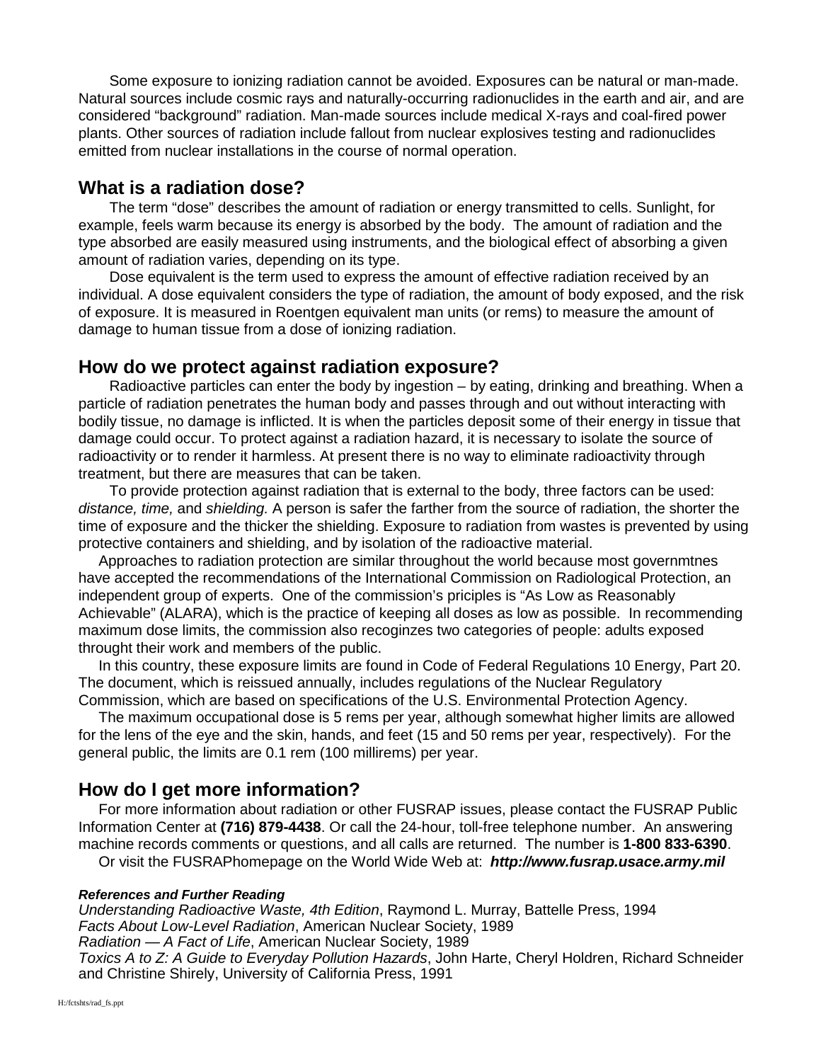Some exposure to ionizing radiation cannot be avoided. Exposures can be natural or man-made. Natural sources include cosmic rays and naturally-occurring radionuclides in the earth and air, and are considered "background" radiation. Man-made sources include medical X-rays and coal-fired power plants. Other sources of radiation include fallout from nuclear explosives testing and radionuclides emitted from nuclear installations in the course of normal operation.

## What is a radiation dose?

The term "dose" describes the amount of radiation or energy transmitted to cells. Sunlight, for example, feels warm because its energy is absorbed by the body. The amount of radiation and the type absorbed are easily measured using instruments, and the biological effect of absorbing a given amount of radiation varies, depending on its type.

Dose equivalent is the term used to express the amount of effective radiation received by an individual. A dose equivalent considers the type of radiation, the amount of body exposed, and the risk of exposure. It is measured in Roentgen equivalent man units (or rems) to measure the amount of damage to human tissue from a dose of ionizing radiation.

## How do we protect against radiation exposure?

Radioactive particles can enter the body by ingestion – by eating, drinking and breathing. When a particle of radiation penetrates the human body and passes through and out without interacting with bodily tissue, no damage is inflicted. It is when the particles deposit some of their energy in tissue that damage could occur. To protect against a radiation hazard, it is necessary to isolate the source of radioactivity or to render it harmless. At present there is no way to eliminate radioactivity through treatment, but there are measures that can be taken.

To provide protection against radiation that is external to the body, three factors can be used: *distance, time,* and *shielding.* A person is safer the farther from the source of radiation, the shorter the time of exposure and the thicker the shielding. Exposure to radiation from wastes is prevented by using protective containers and shielding, and by isolation of the radioactive material.

Approaches to radiation protection are similar throughout the world because most governmtnes have accepted the recommendations of the International Commission on Radiological Protection, an independent group of experts. One of the commission's priciples is "As Low as Reasonably Achievable" (ALARA), which is the practice of keeping all doses as low as possible. In recommending maximum dose limits, the commission also recoginzes two categories of people: adults exposed throught their work and members of the public.

In this country, these exposure limits are found in Code of Federal Regulations 10 Energy, Part 20. The document, which is reissued annually, includes regulations of the Nuclear Regulatory Commission, which are based on specifications of the U.S. Environmental Protection Agency.

The maximum occupational dose is 5 rems per year, although somewhat higher limits are allowed for the lens of the eye and the skin, hands, and feet (15 and 50 rems per year, respectively). For the general public, the limits are 0.1 rem (100 millirems) per year.

## How do I get more information?

For more information about radiation or other FUSRAP issues, please contact the FUSRAP Public Information Center at **(716) 879-4438**. Or call the 24-hour, toll-free telephone number. An answering machine records comments or questions, and all calls are returned. The number is **1-800 833-6390**.
Or visit the FUSRAPhomepage on the World Wide Web at: ***http://www.fusrap.usace.army.mil***

***References and Further Reading***

*Understanding Radioactive Waste, 4th Edition*, Raymond L. Murray, Battelle Press, 1994
*Facts About Low-Level Radiation*, American Nuclear Society, 1989
*Radiation — A Fact of Life*, American Nuclear Society, 1989
*Toxics A to Z: A Guide to Everyday Pollution Hazards*, John Harte, Cheryl Holdren, Richard Schneider and Christine Shirely, University of California Press, 1991

H:/fctshts/rad_fs.ppt